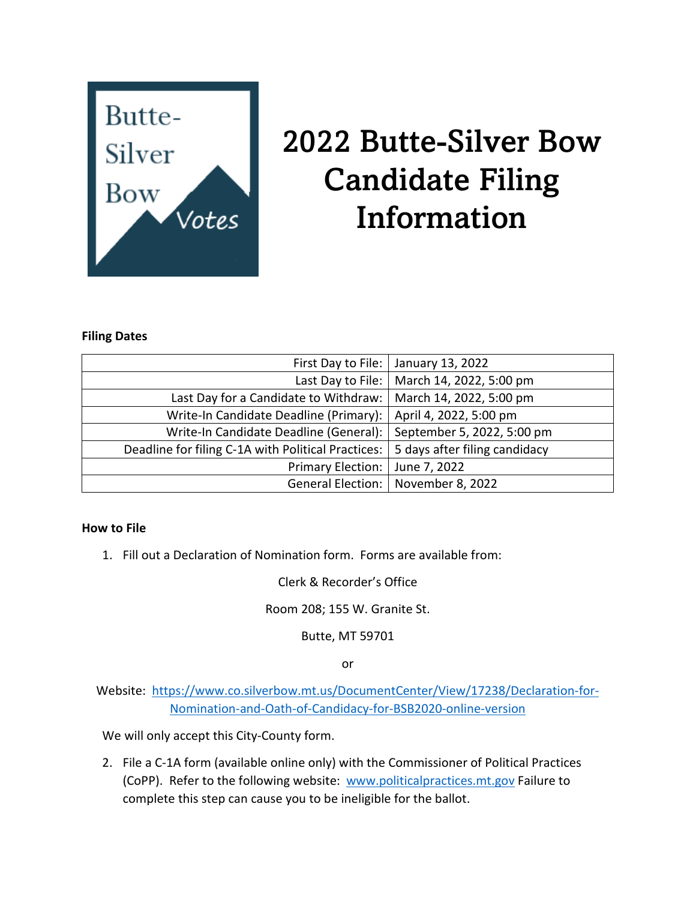# 2022 Butte-Silver Bow Candidate Filing Information

**Filing Dates**

| | |
|---|---|
| First Day to File: | January 13, 2022 |
| Last Day to File: | March 14, 2022, 5:00 pm |
| Last Day for a Candidate to Withdraw: | March 14, 2022, 5:00 pm |
| Write-In Candidate Deadline (Primary): | April 4, 2022, 5:00 pm |
| Write-In Candidate Deadline (General): | September 5, 2022, 5:00 pm |
| Deadline for filing C-1A with Political Practices: | 5 days after filing candidacy |
| Primary Election: | June 7, 2022 |
| General Election: | November 8, 2022 |

**How to File**

1. Fill out a Declaration of Nomination form. Forms are available from:

   Clerk & Recorder's Office

   Room 208; 155 W. Granite St.

   Butte, MT 59701

   or

   Website: https://www.co.silverbow.mt.us/DocumentCenter/View/17238/Declaration-for-Nomination-and-Oath-of-Candidacy-for-BSB2020-online-version

   We will only accept this City-County form.

2. File a C-1A form (available online only) with the Commissioner of Political Practices (CoPP). Refer to the following website: www.politicalpractices.mt.gov Failure to complete this step can cause you to be ineligible for the ballot.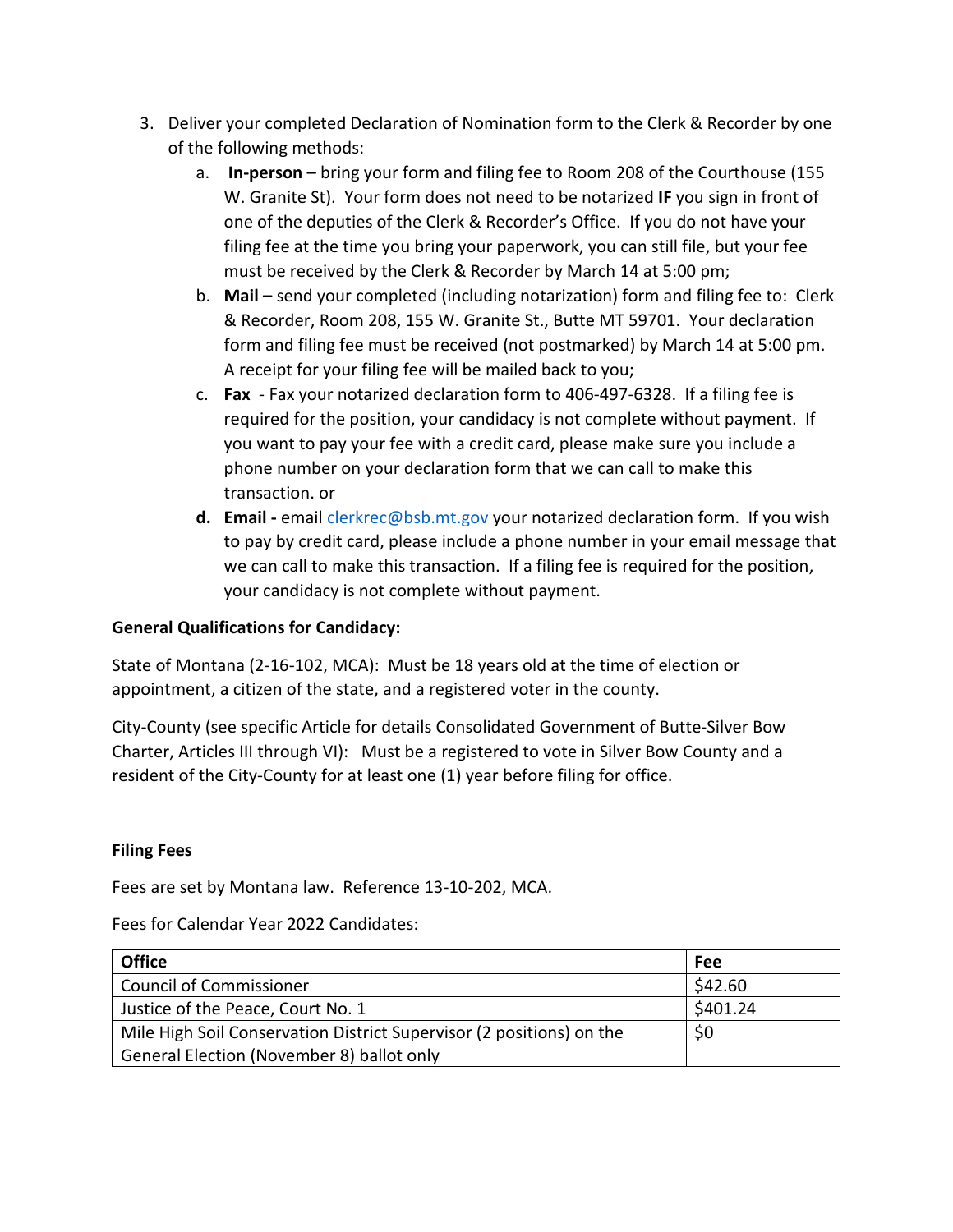3. Deliver your completed Declaration of Nomination form to the Clerk & Recorder by one of the following methods:
   a. **In-person** – bring your form and filing fee to Room 208 of the Courthouse (155 W. Granite St). Your form does not need to be notarized **IF** you sign in front of one of the deputies of the Clerk & Recorder's Office. If you do not have your filing fee at the time you bring your paperwork, you can still file, but your fee must be received by the Clerk & Recorder by March 14 at 5:00 pm;
   b. **Mail –** send your completed (including notarization) form and filing fee to: Clerk & Recorder, Room 208, 155 W. Granite St., Butte MT 59701. Your declaration form and filing fee must be received (not postmarked) by March 14 at 5:00 pm. A receipt for your filing fee will be mailed back to you;
   c. **Fax** - Fax your notarized declaration form to 406-497-6328. If a filing fee is required for the position, your candidacy is not complete without payment. If you want to pay your fee with a credit card, please make sure you include a phone number on your declaration form that we can call to make this transaction. or
   d. **Email -** email clerkrec@bsb.mt.gov your notarized declaration form. If you wish to pay by credit card, please include a phone number in your email message that we can call to make this transaction. If a filing fee is required for the position, your candidacy is not complete without payment.

**General Qualifications for Candidacy:**

State of Montana (2-16-102, MCA): Must be 18 years old at the time of election or appointment, a citizen of the state, and a registered voter in the county.

City-County (see specific Article for details Consolidated Government of Butte-Silver Bow Charter, Articles III through VI): Must be a registered to vote in Silver Bow County and a resident of the City-County for at least one (1) year before filing for office.

**Filing Fees**

Fees are set by Montana law. Reference 13-10-202, MCA.

Fees for Calendar Year 2022 Candidates:

| Office | Fee |
|---|---|
| Council of Commissioner | $42.60 |
| Justice of the Peace, Court No. 1 | $401.24 |
| Mile High Soil Conservation District Supervisor (2 positions) on the General Election (November 8) ballot only | $0 |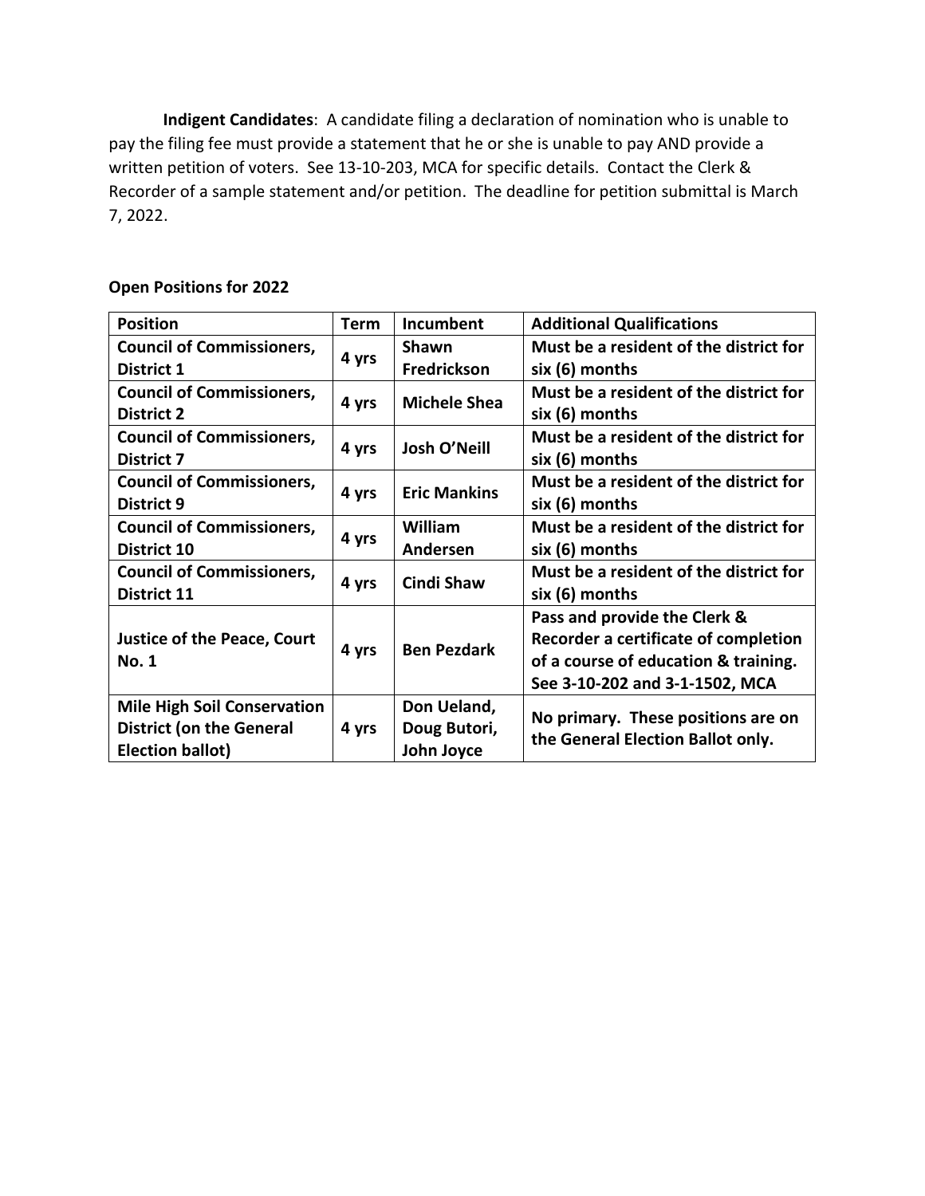**Indigent Candidates**: A candidate filing a declaration of nomination who is unable to pay the filing fee must provide a statement that he or she is unable to pay AND provide a written petition of voters. See 13-10-203, MCA for specific details. Contact the Clerk & Recorder of a sample statement and/or petition. The deadline for petition submittal is March 7, 2022.

**Open Positions for 2022**

| Position | Term | Incumbent | Additional Qualifications |
|---|---|---|---|
| **Council of Commissioners, District 1** | **4 yrs** | **Shawn Fredrickson** | **Must be a resident of the district for six (6) months** |
| **Council of Commissioners, District 2** | **4 yrs** | **Michele Shea** | **Must be a resident of the district for six (6) months** |
| **Council of Commissioners, District 7** | **4 yrs** | **Josh O'Neill** | **Must be a resident of the district for six (6) months** |
| **Council of Commissioners, District 9** | **4 yrs** | **Eric Mankins** | **Must be a resident of the district for six (6) months** |
| **Council of Commissioners, District 10** | **4 yrs** | **William Andersen** | **Must be a resident of the district for six (6) months** |
| **Council of Commissioners, District 11** | **4 yrs** | **Cindi Shaw** | **Must be a resident of the district for six (6) months** |
| **Justice of the Peace, Court No. 1** | **4 yrs** | **Ben Pezdark** | **Pass and provide the Clerk & Recorder a certificate of completion of a course of education & training. See 3-10-202 and 3-1-1502, MCA** |
| **Mile High Soil Conservation District (on the General Election ballot)** | **4 yrs** | **Don Ueland, Doug Butori, John Joyce** | **No primary. These positions are on the General Election Ballot only.** |